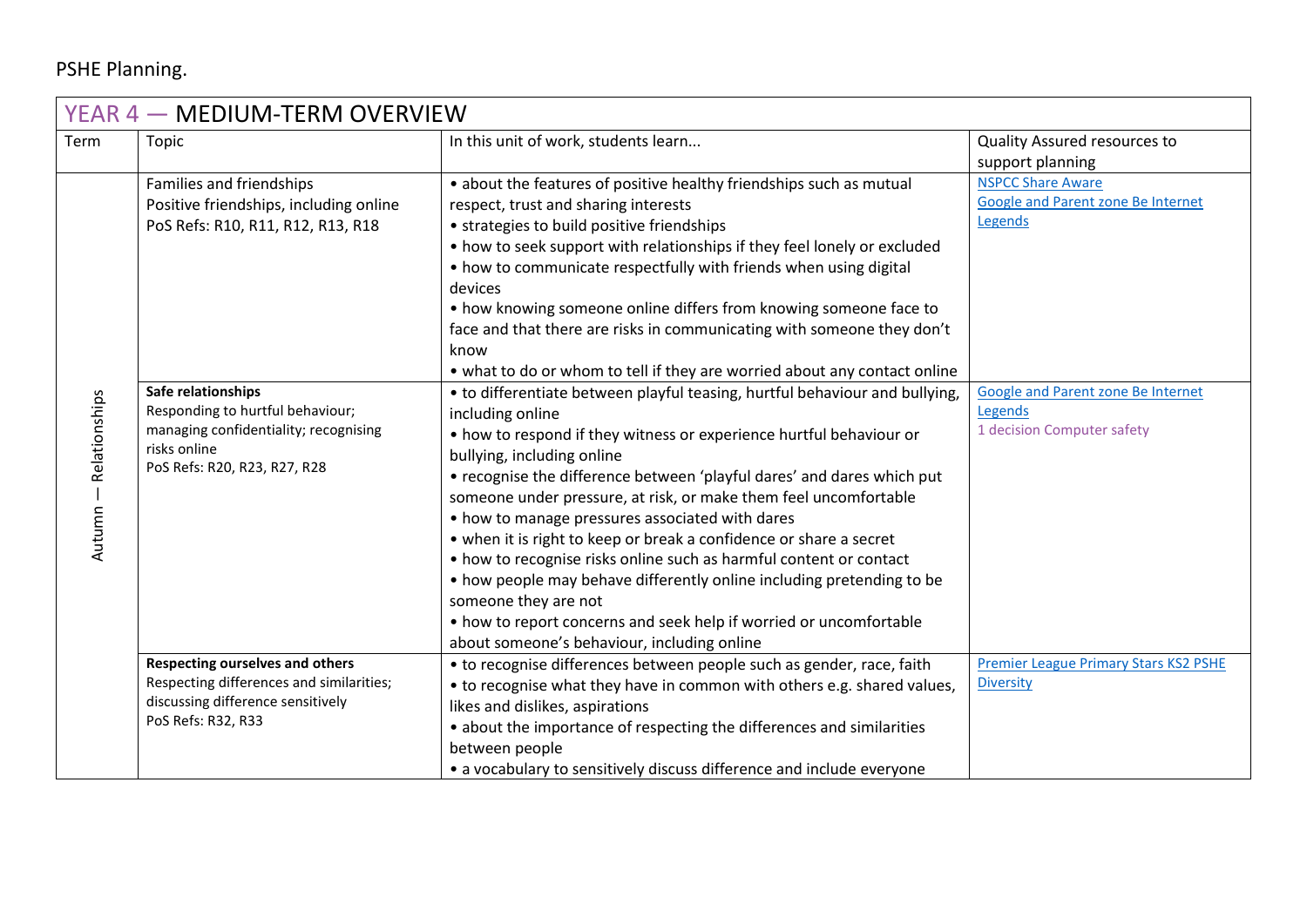PSHE Planning.

| YEAR 4 — MEDIUM-TERM OVERVIEW | | | |
|---|---|---|---|
| Term | Topic | In this unit of work, students learn... | Quality Assured resources to support planning |
| Autumn — Relationships | Families and friendships<br>Positive friendships, including online<br>PoS Refs: R10, R11, R12, R13, R18 | • about the features of positive healthy friendships such as mutual respect, trust and sharing interests<br>• strategies to build positive friendships<br>• how to seek support with relationships if they feel lonely or excluded<br>• how to communicate respectfully with friends when using digital devices<br>• how knowing someone online differs from knowing someone face to face and that there are risks in communicating with someone they don't know<br>• what to do or whom to tell if they are worried about any contact online | NSPCC Share Aware<br>Google and Parent zone Be Internet Legends |
| | **Safe relationships**<br>Responding to hurtful behaviour; managing confidentiality; recognising risks online<br>PoS Refs: R20, R23, R27, R28 | • to differentiate between playful teasing, hurtful behaviour and bullying, including online<br>• how to respond if they witness or experience hurtful behaviour or bullying, including online<br>• recognise the difference between 'playful dares' and dares which put someone under pressure, at risk, or make them feel uncomfortable<br>• how to manage pressures associated with dares<br>• when it is right to keep or break a confidence or share a secret<br>• how to recognise risks online such as harmful content or contact<br>• how people may behave differently online including pretending to be someone they are not<br>• how to report concerns and seek help if worried or uncomfortable about someone's behaviour, including online | Google and Parent zone Be Internet Legends<br>1 decision Computer safety |
| | **Respecting ourselves and others**<br>Respecting differences and similarities; discussing difference sensitively<br>PoS Refs: R32, R33 | • to recognise differences between people such as gender, race, faith<br>• to recognise what they have in common with others e.g. shared values, likes and dislikes, aspirations<br>• about the importance of respecting the differences and similarities between people<br>• a vocabulary to sensitively discuss difference and include everyone | Premier League Primary Stars KS2 PSHE Diversity |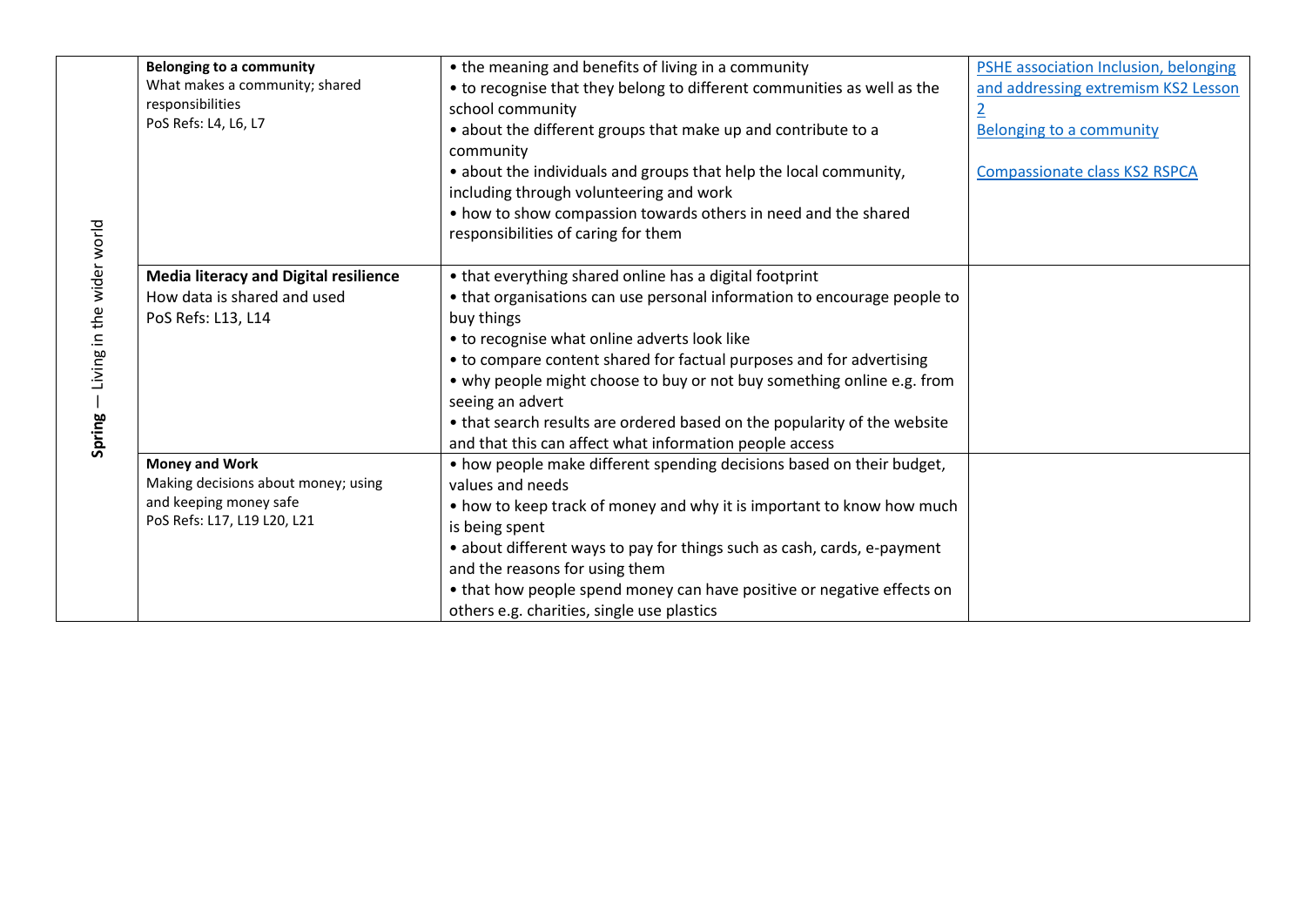| Spring — Living in the wider world | | | |
|---|---|---|---|
| Spring — Living in the wider world | **Belonging to a community**<br>What makes a community; shared responsibilities<br>PoS Refs: L4, L6, L7 | • the meaning and benefits of living in a community<br>• to recognise that they belong to different communities as well as the school community<br>• about the different groups that make up and contribute to a community<br>• about the individuals and groups that help the local community, including through volunteering and work<br>• how to show compassion towards others in need and the shared responsibilities of caring for them | PSHE association Inclusion, belonging and addressing extremism KS2 Lesson 2<br>Belonging to a community<br><br>Compassionate class KS2 RSPCA |
| | **Media literacy and Digital resilience**<br>How data is shared and used<br>PoS Refs: L13, L14 | • that everything shared online has a digital footprint<br>• that organisations can use personal information to encourage people to buy things<br>• to recognise what online adverts look like<br>• to compare content shared for factual purposes and for advertising<br>• why people might choose to buy or not buy something online e.g. from seeing an advert<br>• that search results are ordered based on the popularity of the website and that this can affect what information people access | |
| | **Money and Work**<br>Making decisions about money; using and keeping money safe<br>PoS Refs: L17, L19 L20, L21 | • how people make different spending decisions based on their budget, values and needs<br>• how to keep track of money and why it is important to know how much is being spent<br>• about different ways to pay for things such as cash, cards, e-payment and the reasons for using them<br>• that how people spend money can have positive or negative effects on others e.g. charities, single use plastics | |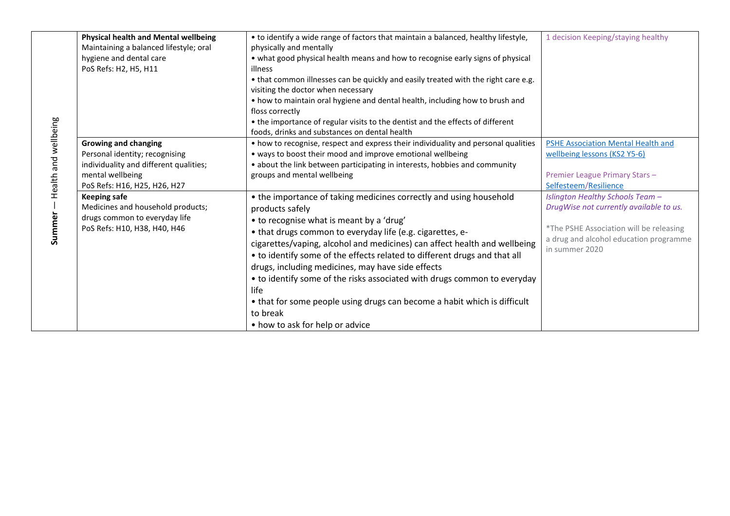| | | | |
|---|---|---|---|
| Summer — Health and wellbeing | **Physical health and Mental wellbeing**<br>Maintaining a balanced lifestyle; oral hygiene and dental care<br>PoS Refs: H2, H5, H11 | • to identify a wide range of factors that maintain a balanced, healthy lifestyle, physically and mentally<br>• what good physical health means and how to recognise early signs of physical illness<br>• that common illnesses can be quickly and easily treated with the right care e.g. visiting the doctor when necessary<br>• how to maintain oral hygiene and dental health, including how to brush and floss correctly<br>• the importance of regular visits to the dentist and the effects of different foods, drinks and substances on dental health | 1 decision Keeping/staying healthy |
| | **Growing and changing**<br>Personal identity; recognising individuality and different qualities; mental wellbeing<br>PoS Refs: H16, H25, H26, H27 | • how to recognise, respect and express their individuality and personal qualities<br>• ways to boost their mood and improve emotional wellbeing<br>• about the link between participating in interests, hobbies and community groups and mental wellbeing | PSHE Association Mental Health and wellbeing lessons (KS2 Y5-6)<br><br>Premier League Primary Stars – Selfesteem/Resilience |
| | **Keeping safe**<br>Medicines and household products; drugs common to everyday life<br>PoS Refs: H10, H38, H40, H46 | • the importance of taking medicines correctly and using household products safely<br>• to recognise what is meant by a 'drug'<br>• that drugs common to everyday life (e.g. cigarettes, e-cigarettes/vaping, alcohol and medicines) can affect health and wellbeing<br>• to identify some of the effects related to different drugs and that all drugs, including medicines, may have side effects<br>• to identify some of the risks associated with drugs common to everyday life<br>• that for some people using drugs can become a habit which is difficult to break<br>• how to ask for help or advice | *Islington Healthy Schools Team – DrugWise not currently available to us.*<br><br>*The PSHE Association will be releasing a drug and alcohol education programme in summer 2020 |